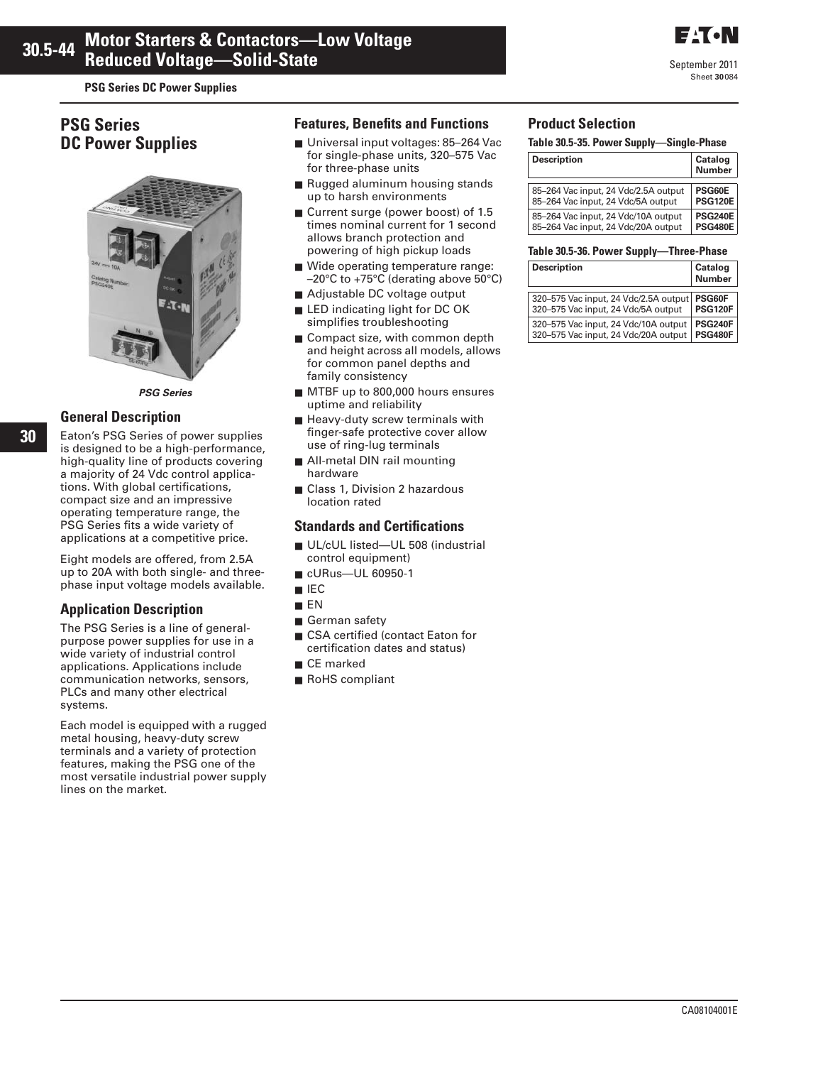PSG Series DC Power Supplies

# PSG Series DC Power Supplies

*PSG Series*

## General Description

Eaton's PSG Series of power supplies is designed to be a high-performance, high-quality line of products covering a majority of 24 Vdc control applications. With global certifications, compact size and an impressive operating temperature range, the PSG Series fits a wide variety of applications at a competitive price.

Eight models are offered, from 2.5A up to 20A with both single- and three-phase input voltage models available.

## Application Description

The PSG Series is a line of general-purpose power supplies for use in a wide variety of industrial control applications. Applications include communication networks, sensors, PLCs and many other electrical systems.

Each model is equipped with a rugged metal housing, heavy-duty screw terminals and a variety of protection features, making the PSG one of the most versatile industrial power supply lines on the market.

## Features, Benefits and Functions

- Universal input voltages: 85–264 Vac for single-phase units, 320–575 Vac for three-phase units
- Rugged aluminum housing stands up to harsh environments
- Current surge (power boost) of 1.5 times nominal current for 1 second allows branch protection and powering of high pickup loads
- Wide operating temperature range: –20°C to +75°C (derating above 50°C)
- Adjustable DC voltage output
- LED indicating light for DC OK simplifies troubleshooting
- Compact size, with common depth and height across all models, allows for common panel depths and family consistency
- MTBF up to 800,000 hours ensures uptime and reliability
- Heavy-duty screw terminals with finger-safe protective cover allow use of ring-lug terminals
- All-metal DIN rail mounting hardware
- Class 1, Division 2 hazardous location rated

## Standards and Certifications

- UL/cUL listed—UL 508 (industrial control equipment)
- cURus—UL 60950-1
- IEC
- EN
- German safety
- CSA certified (contact Eaton for certification dates and status)
- CE marked
- RoHS compliant

## Product Selection

**Table 30.5-35. Power Supply—Single-Phase**

| Description | Catalog Number |
|---|---|
| 85–264 Vac input, 24 Vdc/2.5A output | **PSG60E** |
| 85–264 Vac input, 24 Vdc/5A output | **PSG120E** |
| 85–264 Vac input, 24 Vdc/10A output | **PSG240E** |
| 85–264 Vac input, 24 Vdc/20A output | **PSG480E** |

**Table 30.5-36. Power Supply—Three-Phase**

| Description | Catalog Number |
|---|---|
| 320–575 Vac input, 24 Vdc/2.5A output | **PSG60F** |
| 320–575 Vac input, 24 Vdc/5A output | **PSG120F** |
| 320–575 Vac input, 24 Vdc/10A output | **PSG240F** |
| 320–575 Vac input, 24 Vdc/20A output | **PSG480F** |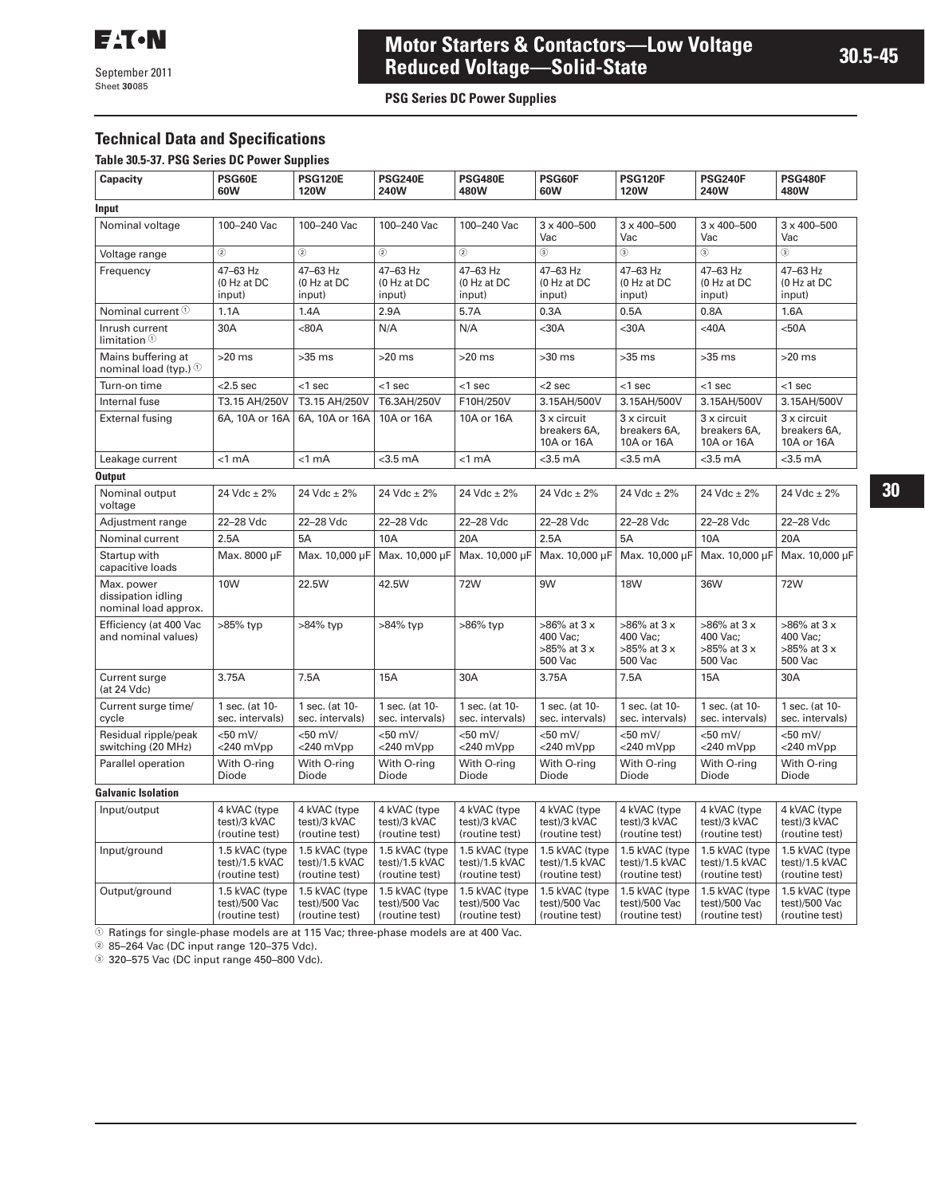## Technical Data and Specifications

**Table 30.5-37. PSG Series DC Power Supplies**

| Capacity | PSG60E 60W | PSG120E 120W | PSG240E 240W | PSG480E 480W | PSG60F 60W | PSG120F 120W | PSG240F 240W | PSG480F 480W |
|---|---|---|---|---|---|---|---|---|
| **Input** | | | | | | | | |
| Nominal voltage | 100–240 Vac | 100–240 Vac | 100–240 Vac | 100–240 Vac | 3 x 400–500 Vac | 3 x 400–500 Vac | 3 x 400–500 Vac | 3 x 400–500 Vac |
| Voltage range | [2] | [2] | [2] | [2] | [3] | [3] | [3] | [3] |
| Frequency | 47–63 Hz (0 Hz at DC input) | 47–63 Hz (0 Hz at DC input) | 47–63 Hz (0 Hz at DC input) | 47–63 Hz (0 Hz at DC input) | 47–63 Hz (0 Hz at DC input) | 47–63 Hz (0 Hz at DC input) | 47–63 Hz (0 Hz at DC input) | 47–63 Hz (0 Hz at DC input) |
| Nominal current [1] | 1.1A | 1.4A | 2.9A | 5.7A | 0.3A | 0.5A | 0.8A | 1.6A |
| Inrush current limitation [1] | 30A | <80A | N/A | N/A | <30A | <30A | <40A | <50A |
| Mains buffering at nominal load (typ.) [1] | >20 ms | >35 ms | >20 ms | >20 ms | >30 ms | >35 ms | >35 ms | >20 ms |
| Turn-on time | <2.5 sec | <1 sec | <1 sec | <1 sec | <2 sec | <1 sec | <1 sec | <1 sec |
| Internal fuse | T3.15 AH/250V | T3.15 AH/250V | T6.3AH/250V | F10H/250V | 3.15AH/500V | 3.15AH/500V | 3.15AH/500V | 3.15AH/500V |
| External fusing | 6A, 10A or 16A | 6A, 10A or 16A | 10A or 16A | 10A or 16A | 3 x circuit breakers 6A, 10A or 16A | 3 x circuit breakers 6A, 10A or 16A | 3 x circuit breakers 6A, 10A or 16A | 3 x circuit breakers 6A, 10A or 16A |
| Leakage current | <1 mA | <1 mA | <3.5 mA | <1 mA | <3.5 mA | <3.5 mA | <3.5 mA | <3.5 mA |
| **Output** | | | | | | | | |
| Nominal output voltage | 24 Vdc ± 2% | 24 Vdc ± 2% | 24 Vdc ± 2% | 24 Vdc ± 2% | 24 Vdc ± 2% | 24 Vdc ± 2% | 24 Vdc ± 2% | 24 Vdc ± 2% |
| Adjustment range | 22–28 Vdc | 22–28 Vdc | 22–28 Vdc | 22–28 Vdc | 22–28 Vdc | 22–28 Vdc | 22–28 Vdc | 22–28 Vdc |
| Nominal current | 2.5A | 5A | 10A | 20A | 2.5A | 5A | 10A | 20A |
| Startup with capacitive loads | Max. 8000 µF | Max. 10,000 µF | Max. 10,000 µF | Max. 10,000 µF | Max. 10,000 µF | Max. 10,000 µF | Max. 10,000 µF | Max. 10,000 µF |
| Max. power dissipation idling nominal load approx. | 10W | 22.5W | 42.5W | 72W | 9W | 18W | 36W | 72W |
| Efficiency (at 400 Vac and nominal values) | >85% typ | >84% typ | >84% typ | >86% typ | >86% at 3 x 400 Vac; >85% at 3 x 500 Vac | >86% at 3 x 400 Vac; >85% at 3 x 500 Vac | >86% at 3 x 400 Vac; >85% at 3 x 500 Vac | >86% at 3 x 400 Vac; >85% at 3 x 500 Vac |
| Current surge (at 24 Vdc) | 3.75A | 7.5A | 15A | 30A | 3.75A | 7.5A | 15A | 30A |
| Current surge time/cycle | 1 sec. (at 10-sec. intervals) | 1 sec. (at 10-sec. intervals) | 1 sec. (at 10-sec. intervals) | 1 sec. (at 10-sec. intervals) | 1 sec. (at 10-sec. intervals) | 1 sec. (at 10-sec. intervals) | 1 sec. (at 10-sec. intervals) | 1 sec. (at 10-sec. intervals) |
| Residual ripple/peak switching (20 MHz) | <50 mV/ <240 mVpp | <50 mV/ <240 mVpp | <50 mV/ <240 mVpp | <50 mV/ <240 mVpp | <50 mV/ <240 mVpp | <50 mV/ <240 mVpp | <50 mV/ <240 mVpp | <50 mV/ <240 mVpp |
| Parallel operation | With O-ring Diode | With O-ring Diode | With O-ring Diode | With O-ring Diode | With O-ring Diode | With O-ring Diode | With O-ring Diode | With O-ring Diode |
| **Galvanic Isolation** | | | | | | | | |
| Input/output | 4 kVAC (type test)/3 kVAC (routine test) | 4 kVAC (type test)/3 kVAC (routine test) | 4 kVAC (type test)/3 kVAC (routine test) | 4 kVAC (type test)/3 kVAC (routine test) | 4 kVAC (type test)/3 kVAC (routine test) | 4 kVAC (type test)/3 kVAC (routine test) | 4 kVAC (type test)/3 kVAC (routine test) | 4 kVAC (type test)/3 kVAC (routine test) |
| Input/ground | 1.5 kVAC (type test)/1.5 kVAC (routine test) | 1.5 kVAC (type test)/1.5 kVAC (routine test) | 1.5 kVAC (type test)/1.5 kVAC (routine test) | 1.5 kVAC (type test)/1.5 kVAC (routine test) | 1.5 kVAC (type test)/1.5 kVAC (routine test) | 1.5 kVAC (type test)/1.5 kVAC (routine test) | 1.5 kVAC (type test)/1.5 kVAC (routine test) | 1.5 kVAC (type test)/1.5 kVAC (routine test) |
| Output/ground | 1.5 kVAC (type test)/500 Vac (routine test) | 1.5 kVAC (type test)/500 Vac (routine test) | 1.5 kVAC (type test)/500 Vac (routine test) | 1.5 kVAC (type test)/500 Vac (routine test) | 1.5 kVAC (type test)/500 Vac (routine test) | 1.5 kVAC (type test)/500 Vac (routine test) | 1.5 kVAC (type test)/500 Vac (routine test) | 1.5 kVAC (type test)/500 Vac (routine test) |

[1] Ratings for single-phase models are at 115 Vac; three-phase models are at 400 Vac.

[2] 85–264 Vac (DC input range 120–375 Vdc).

[3] 320–575 Vac (DC input range 450–800 Vdc).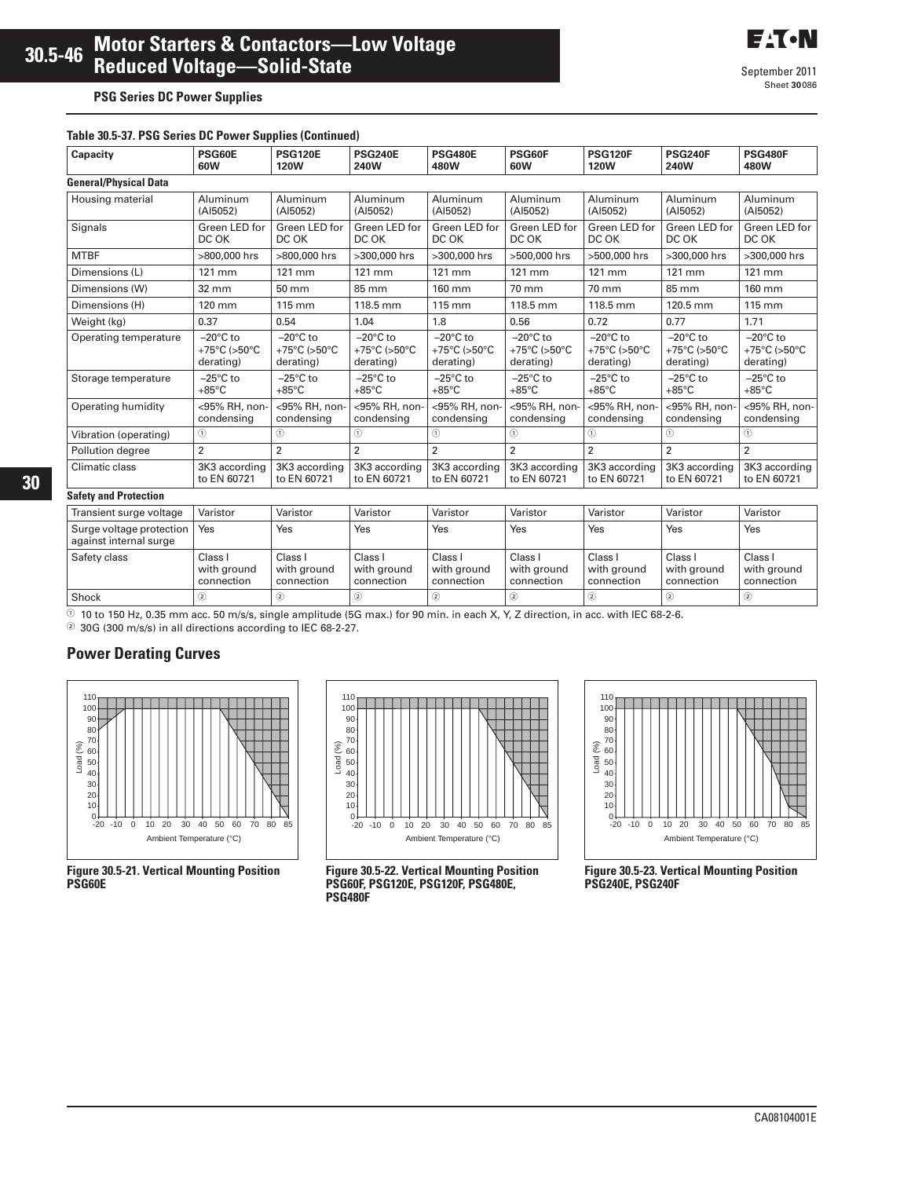## PSG Series DC Power Supplies

**Table 30.5-37. PSG Series DC Power Supplies (Continued)**

| Capacity | PSG60E 60W | PSG120E 120W | PSG240E 240W | PSG480E 480W | PSG60F 60W | PSG120F 120W | PSG240F 240W | PSG480F 480W |
|---|---|---|---|---|---|---|---|---|
| **General/Physical Data** | | | | | | | | |
| Housing material | Aluminum (Al5052) | Aluminum (Al5052) | Aluminum (Al5052) | Aluminum (Al5052) | Aluminum (Al5052) | Aluminum (Al5052) | Aluminum (Al5052) | Aluminum (Al5052) |
| Signals | Green LED for DC OK | Green LED for DC OK | Green LED for DC OK | Green LED for DC OK | Green LED for DC OK | Green LED for DC OK | Green LED for DC OK | Green LED for DC OK |
| MTBF | >800,000 hrs | >800,000 hrs | >300,000 hrs | >300,000 hrs | >500,000 hrs | >500,000 hrs | >300,000 hrs | >300,000 hrs |
| Dimensions (L) | 121 mm | 121 mm | 121 mm | 121 mm | 121 mm | 121 mm | 121 mm | 121 mm |
| Dimensions (W) | 32 mm | 50 mm | 85 mm | 160 mm | 70 mm | 70 mm | 85 mm | 160 mm |
| Dimensions (H) | 120 mm | 115 mm | 118.5 mm | 115 mm | 118.5 mm | 118.5 mm | 120.5 mm | 115 mm |
| Weight (kg) | 0.37 | 0.54 | 1.04 | 1.8 | 0.56 | 0.72 | 0.77 | 1.71 |
| Operating temperature | –20°C to +75°C (>50°C derating) | –20°C to +75°C (>50°C derating) | –20°C to +75°C (>50°C derating) | –20°C to +75°C (>50°C derating) | –20°C to +75°C (>50°C derating) | –20°C to +75°C (>50°C derating) | –20°C to +75°C (>50°C derating) | –20°C to +75°C (>50°C derating) |
| Storage temperature | –25°C to +85°C | –25°C to +85°C | –25°C to +85°C | –25°C to +85°C | –25°C to +85°C | –25°C to +85°C | –25°C to +85°C | –25°C to +85°C |
| Operating humidity | <95% RH, non-condensing | <95% RH, non-condensing | <95% RH, non-condensing | <95% RH, non-condensing | <95% RH, non-condensing | <95% RH, non-condensing | <95% RH, non-condensing | <95% RH, non-condensing |
| Vibration (operating) | ① | ① | ① | ① | ① | ① | ① | ① |
| Pollution degree | 2 | 2 | 2 | 2 | 2 | 2 | 2 | 2 |
| Climatic class | 3K3 according to EN 60721 | 3K3 according to EN 60721 | 3K3 according to EN 60721 | 3K3 according to EN 60721 | 3K3 according to EN 60721 | 3K3 according to EN 60721 | 3K3 according to EN 60721 | 3K3 according to EN 60721 |
| **Safety and Protection** | | | | | | | | |
| Transient surge voltage | Varistor | Varistor | Varistor | Varistor | Varistor | Varistor | Varistor | Varistor |
| Surge voltage protection against internal surge | Yes | Yes | Yes | Yes | Yes | Yes | Yes | Yes |
| Safety class | Class I with ground connection | Class I with ground connection | Class I with ground connection | Class I with ground connection | Class I with ground connection | Class I with ground connection | Class I with ground connection | Class I with ground connection |
| Shock | ② | ② | ② | ② | ② | ② | ② | ② |

① 10 to 150 Hz, 0.35 mm acc. 50 m/s/s, single amplitude (5G max.) for 90 min. in each X, Y, Z direction, in acc. with IEC 68-2-6.
② 30G (300 m/s/s) in all directions according to IEC 68-2-27.

## Power Derating Curves

**Figure 30.5-21. Vertical Mounting Position PSG60E**

**Figure 30.5-22. Vertical Mounting Position PSG60F, PSG120E, PSG120F, PSG480E, PSG480F**

**Figure 30.5-23. Vertical Mounting Position PSG240E, PSG240F**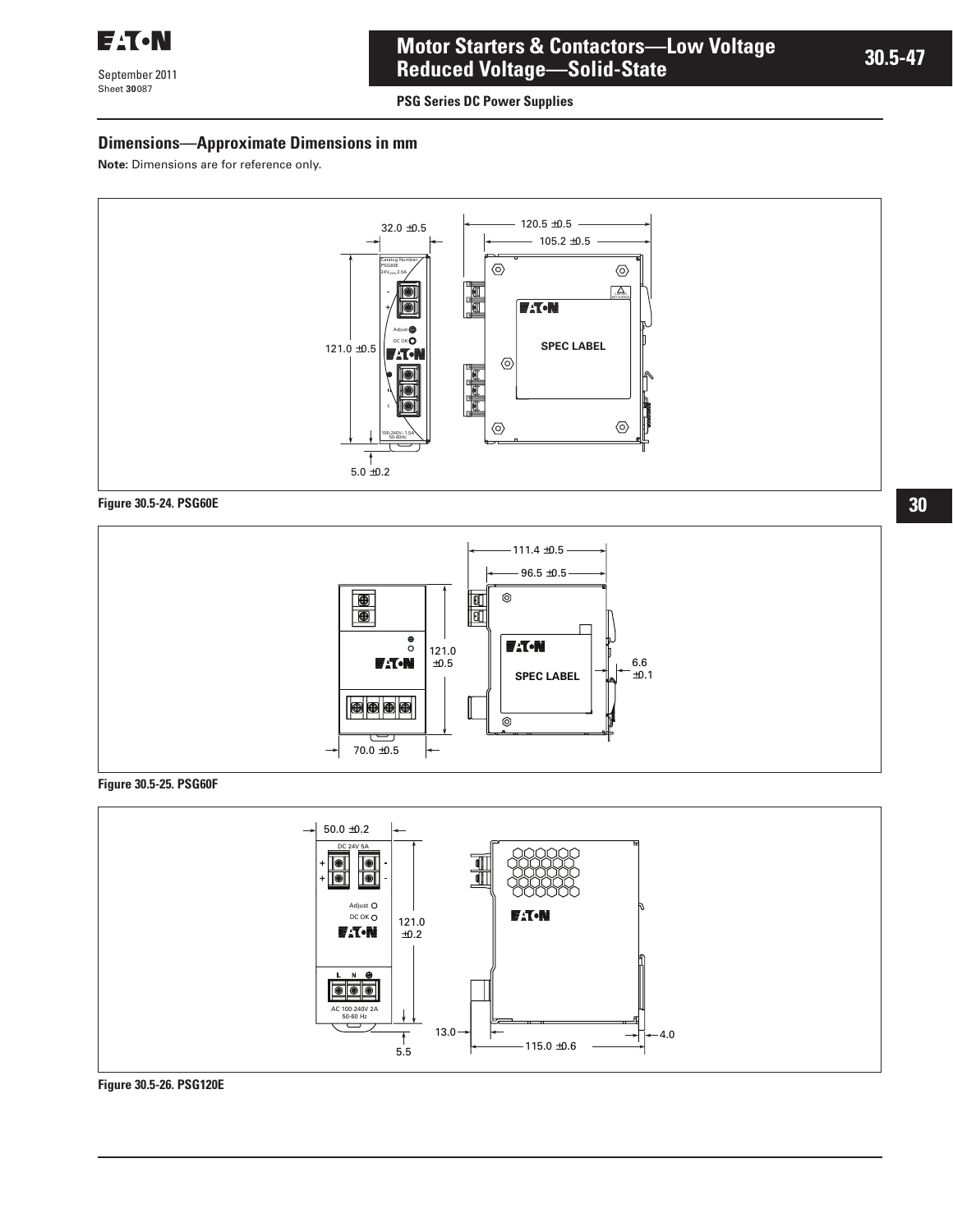**PSG Series DC Power Supplies**

## Dimensions—Approximate Dimensions in mm

**Note:** Dimensions are for reference only.

**Figure 30.5-24. PSG60E**

**Figure 30.5-25. PSG60F**

**Figure 30.5-26. PSG120E**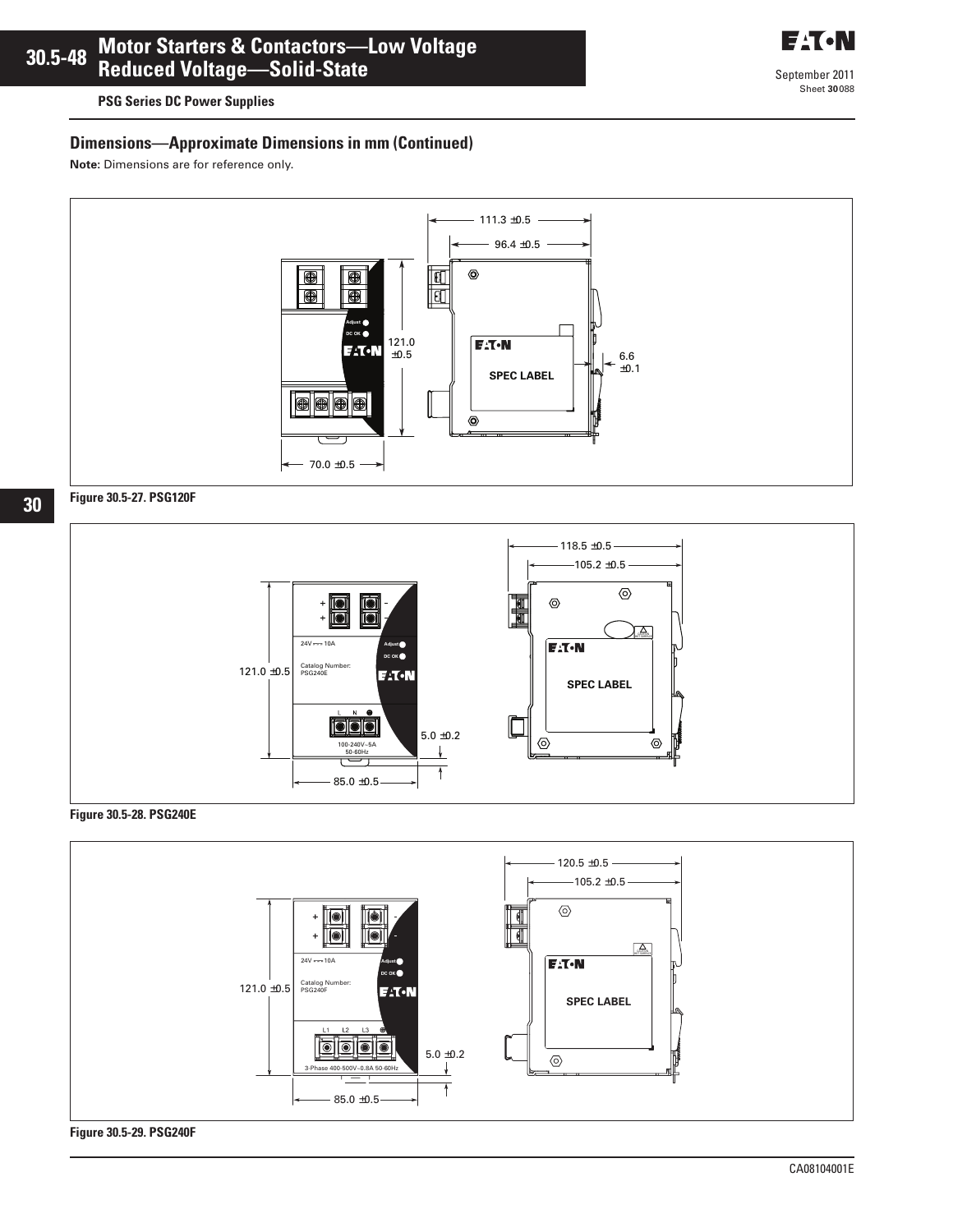## PSG Series DC Power Supplies

### Dimensions—Approximate Dimensions in mm (Continued)

**Note:** Dimensions are for reference only.

Figure 30.5-27. PSG120F

Figure 30.5-28. PSG240E

Figure 30.5-29. PSG240F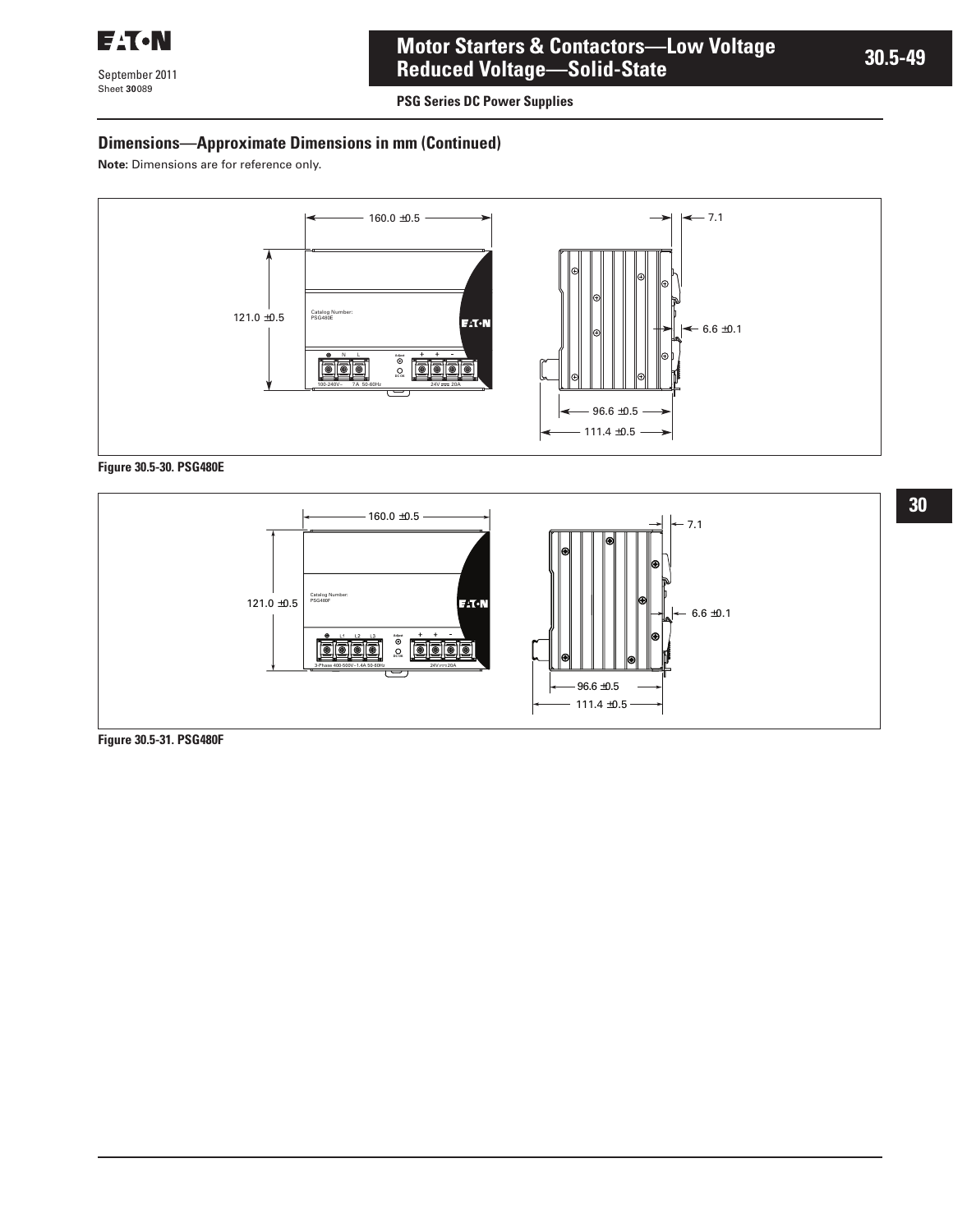## Dimensions—Approximate Dimensions in mm (Continued)

**Note:** Dimensions are for reference only.

160.0 ±0.5
121.0 ±0.5
7.1
6.6 ±0.1
96.6 ±0.5
111.4 ±0.5
Catalog Number: PSG480E
100-240V~ 7A 50-60Hz
24V 20A

**Figure 30.5-30. PSG480E**

160.0 ±0.5
121.0 ±0.5
7.1
6.6 ±0.1
96.6 ±0.5
111.4 ±0.5
Catalog Number: PSG480F
3-Phase 400-500V~1.4A 50-60Hz
24V 20A

**Figure 30.5-31. PSG480F**